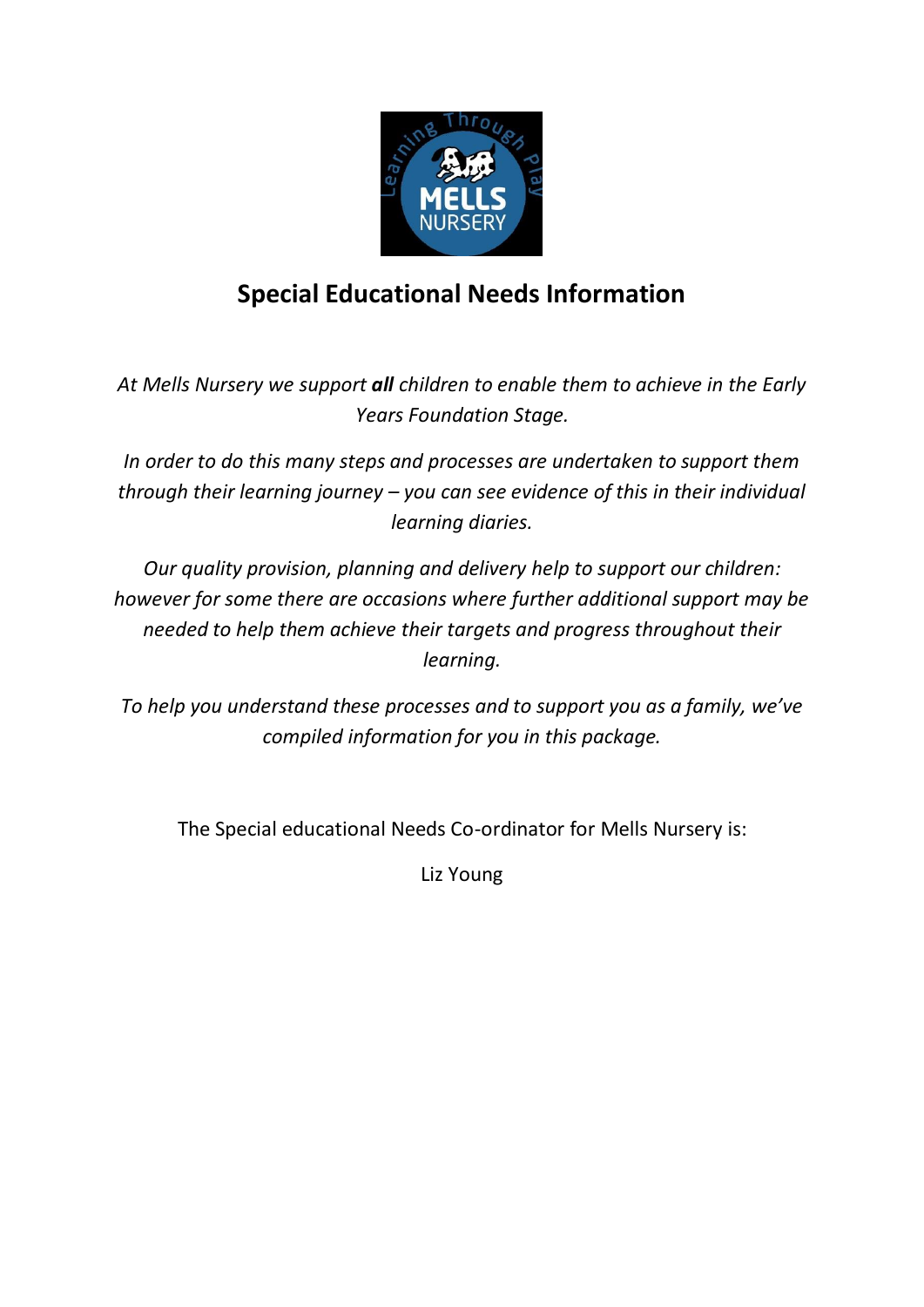# Special Educational Needs Information

*At Mells Nursery we support **all** children to enable them to achieve in the Early Years Foundation Stage.*

*In order to do this many steps and processes are undertaken to support them through their learning journey – you can see evidence of this in their individual learning diaries.*

*Our quality provision, planning and delivery help to support our children: however for some there are occasions where further additional support may be needed to help them achieve their targets and progress throughout their learning.*

*To help you understand these processes and to support you as a family, we've compiled information for you in this package.*

The Special educational Needs Co-ordinator for Mells Nursery is:

Liz Young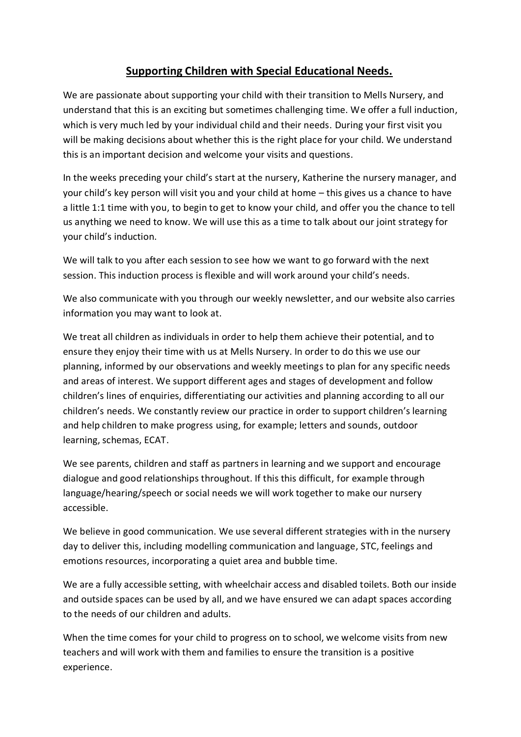## Supporting Children with Special Educational Needs.

We are passionate about supporting your child with their transition to Mells Nursery, and understand that this is an exciting but sometimes challenging time. We offer a full induction, which is very much led by your individual child and their needs. During your first visit you will be making decisions about whether this is the right place for your child. We understand this is an important decision and welcome your visits and questions.

In the weeks preceding your child's start at the nursery, Katherine the nursery manager, and your child's key person will visit you and your child at home – this gives us a chance to have a little 1:1 time with you, to begin to get to know your child, and offer you the chance to tell us anything we need to know. We will use this as a time to talk about our joint strategy for your child's induction.

We will talk to you after each session to see how we want to go forward with the next session. This induction process is flexible and will work around your child's needs.

We also communicate with you through our weekly newsletter, and our website also carries information you may want to look at.

We treat all children as individuals in order to help them achieve their potential, and to ensure they enjoy their time with us at Mells Nursery. In order to do this we use our planning, informed by our observations and weekly meetings to plan for any specific needs and areas of interest. We support different ages and stages of development and follow children's lines of enquiries, differentiating our activities and planning according to all our children's needs. We constantly review our practice in order to support children's learning and help children to make progress using, for example; letters and sounds, outdoor learning, schemas, ECAT.

We see parents, children and staff as partners in learning and we support and encourage dialogue and good relationships throughout. If this this difficult, for example through language/hearing/speech or social needs we will work together to make our nursery accessible.

We believe in good communication. We use several different strategies with in the nursery day to deliver this, including modelling communication and language, STC, feelings and emotions resources, incorporating a quiet area and bubble time.

We are a fully accessible setting, with wheelchair access and disabled toilets. Both our inside and outside spaces can be used by all, and we have ensured we can adapt spaces according to the needs of our children and adults.

When the time comes for your child to progress on to school, we welcome visits from new teachers and will work with them and families to ensure the transition is a positive experience.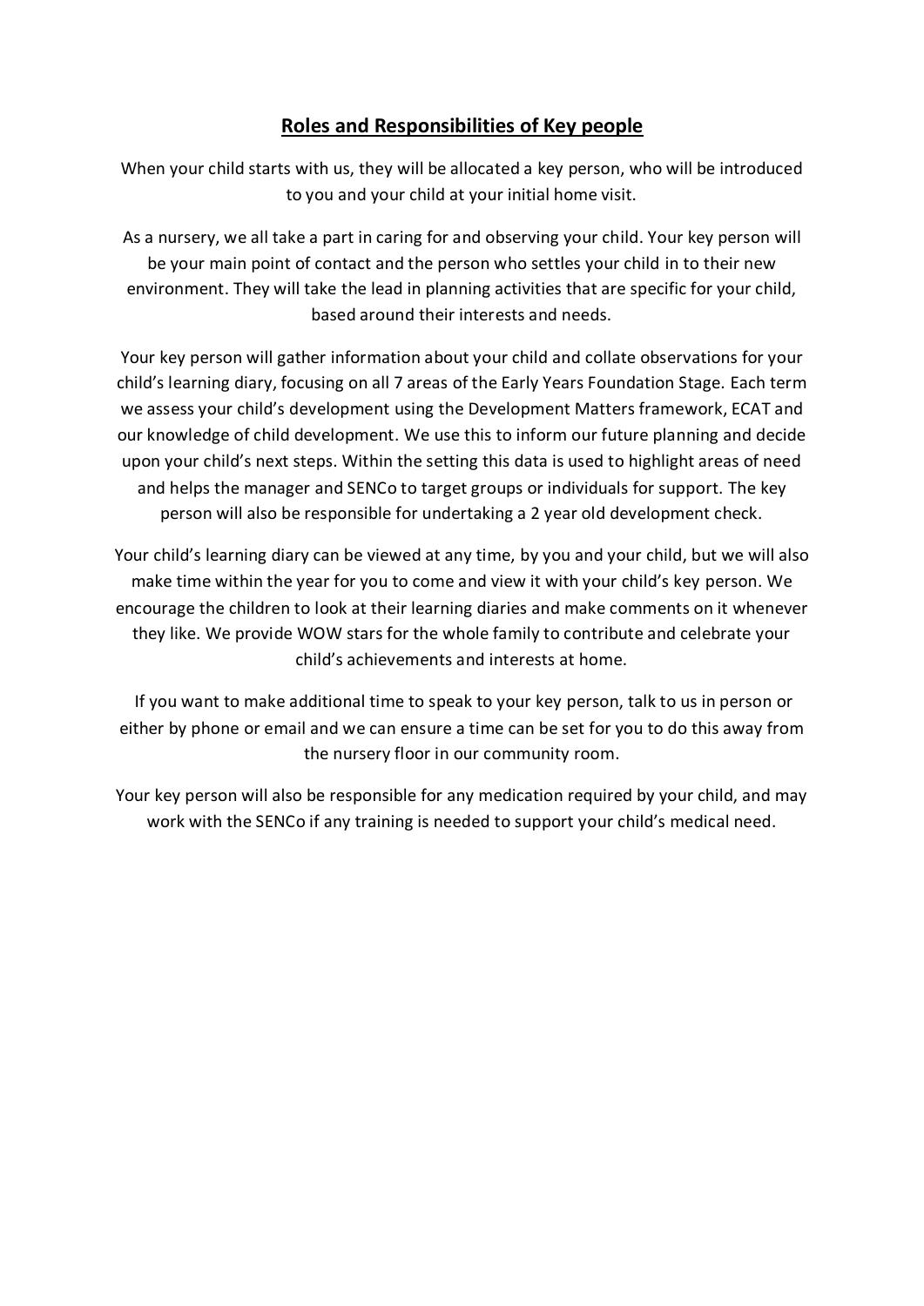## **Roles and Responsibilities of Key people**

When your child starts with us, they will be allocated a key person, who will be introduced to you and your child at your initial home visit.

As a nursery, we all take a part in caring for and observing your child. Your key person will be your main point of contact and the person who settles your child in to their new environment. They will take the lead in planning activities that are specific for your child, based around their interests and needs.

Your key person will gather information about your child and collate observations for your child's learning diary, focusing on all 7 areas of the Early Years Foundation Stage. Each term we assess your child's development using the Development Matters framework, ECAT and our knowledge of child development. We use this to inform our future planning and decide upon your child's next steps. Within the setting this data is used to highlight areas of need and helps the manager and SENCo to target groups or individuals for support. The key person will also be responsible for undertaking a 2 year old development check.

Your child's learning diary can be viewed at any time, by you and your child, but we will also make time within the year for you to come and view it with your child's key person. We encourage the children to look at their learning diaries and make comments on it whenever they like. We provide WOW stars for the whole family to contribute and celebrate your child's achievements and interests at home.

If you want to make additional time to speak to your key person, talk to us in person or either by phone or email and we can ensure a time can be set for you to do this away from the nursery floor in our community room.

Your key person will also be responsible for any medication required by your child, and may work with the SENCo if any training is needed to support your child's medical need.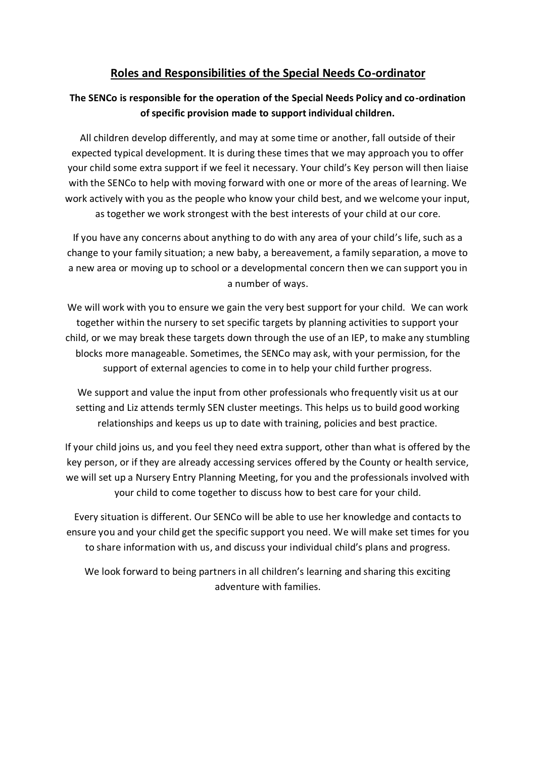## Roles and Responsibilities of the Special Needs Co-ordinator

**The SENCo is responsible for the operation of the Special Needs Policy and co-ordination of specific provision made to support individual children.**

All children develop differently, and may at some time or another, fall outside of their expected typical development. It is during these times that we may approach you to offer your child some extra support if we feel it necessary. Your child's Key person will then liaise with the SENCo to help with moving forward with one or more of the areas of learning. We work actively with you as the people who know your child best, and we welcome your input, as together we work strongest with the best interests of your child at our core.

If you have any concerns about anything to do with any area of your child's life, such as a change to your family situation; a new baby, a bereavement, a family separation, a move to a new area or moving up to school or a developmental concern then we can support you in a number of ways.

We will work with you to ensure we gain the very best support for your child. We can work together within the nursery to set specific targets by planning activities to support your child, or we may break these targets down through the use of an IEP, to make any stumbling blocks more manageable. Sometimes, the SENCo may ask, with your permission, for the support of external agencies to come in to help your child further progress.

We support and value the input from other professionals who frequently visit us at our setting and Liz attends termly SEN cluster meetings. This helps us to build good working relationships and keeps us up to date with training, policies and best practice.

If your child joins us, and you feel they need extra support, other than what is offered by the key person, or if they are already accessing services offered by the County or health service, we will set up a Nursery Entry Planning Meeting, for you and the professionals involved with your child to come together to discuss how to best care for your child.

Every situation is different. Our SENCo will be able to use her knowledge and contacts to ensure you and your child get the specific support you need. We will make set times for you to share information with us, and discuss your individual child's plans and progress.

We look forward to being partners in all children's learning and sharing this exciting adventure with families.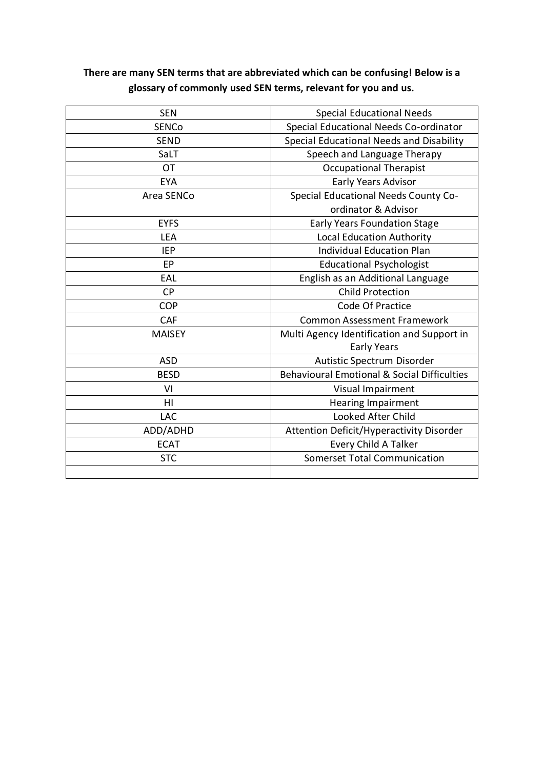**There are many SEN terms that are abbreviated which can be confusing! Below is a glossary of commonly used SEN terms, relevant for you and us.**

| | |
|---|---|
| SEN | Special Educational Needs |
| SENCo | Special Educational Needs Co-ordinator |
| SEND | Special Educational Needs and Disability |
| SaLT | Speech and Language Therapy |
| OT | Occupational Therapist |
| EYA | Early Years Advisor |
| Area SENCo | Special Educational Needs County Co-ordinator & Advisor |
| EYFS | Early Years Foundation Stage |
| LEA | Local Education Authority |
| IEP | Individual Education Plan |
| EP | Educational Psychologist |
| EAL | English as an Additional Language |
| CP | Child Protection |
| COP | Code Of Practice |
| CAF | Common Assessment Framework |
| MAISEY | Multi Agency Identification and Support in Early Years |
| ASD | Autistic Spectrum Disorder |
| BESD | Behavioural Emotional & Social Difficulties |
| VI | Visual Impairment |
| HI | Hearing Impairment |
| LAC | Looked After Child |
| ADD/ADHD | Attention Deficit/Hyperactivity Disorder |
| ECAT | Every Child A Talker |
| STC | Somerset Total Communication |
| | |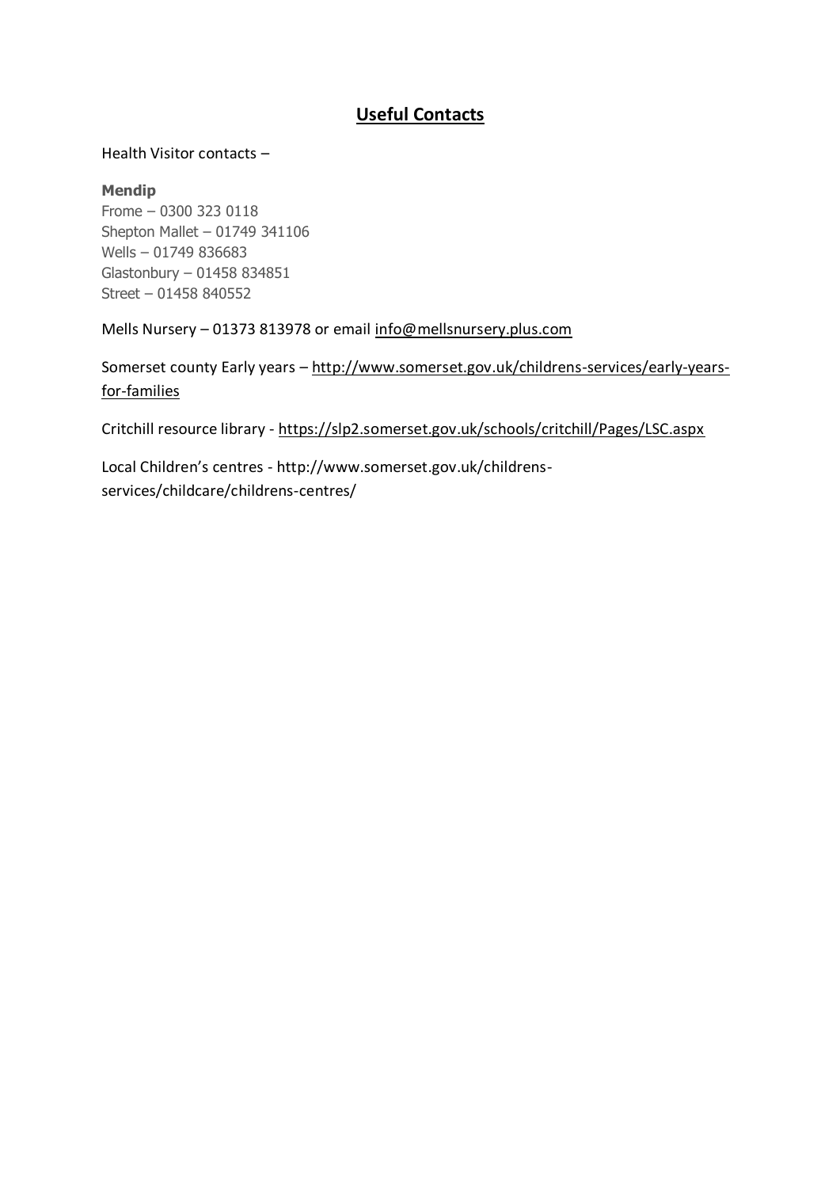## Useful Contacts

Health Visitor contacts –

**Mendip**

Frome – 0300 323 0118
Shepton Mallet – 01749 341106
Wells – 01749 836683
Glastonbury – 01458 834851
Street – 01458 840552

Mells Nursery – 01373 813978 or email info@mellsnursery.plus.com

Somerset county Early years – http://www.somerset.gov.uk/childrens-services/early-years-for-families

Critchill resource library - https://slp2.somerset.gov.uk/schools/critchill/Pages/LSC.aspx

Local Children's centres - http://www.somerset.gov.uk/childrens-services/childcare/childrens-centres/